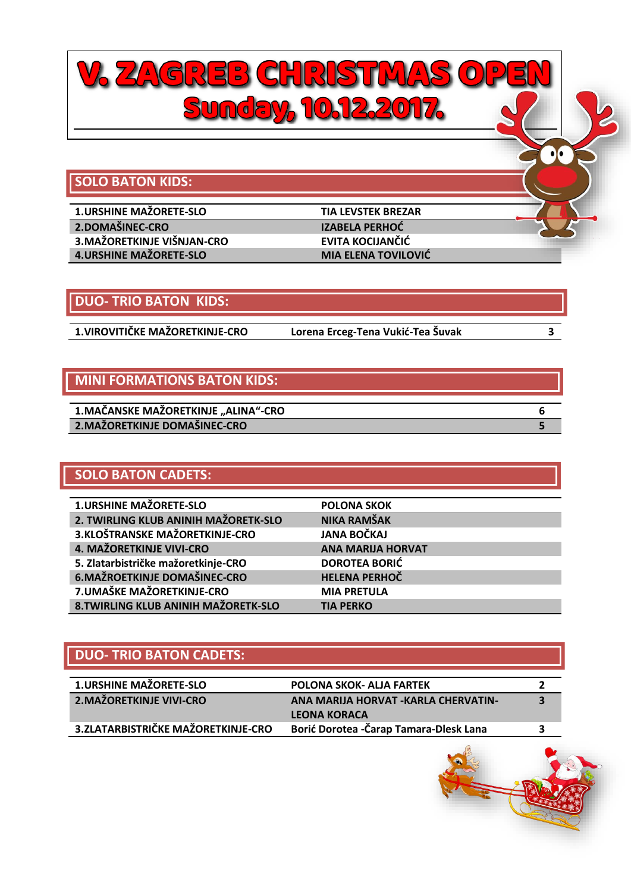# V. ZAGREB CHRISTMAS OPEN
## Sunday, 10.12.2017.

## SOLO BATON KIDS:

| | |
|---|---|
| 1.URSHINE MAŽORETE-SLO | TIA LEVSTEK BREZAR |
| 2.DOMAŠINEC-CRO | IZABELA PERHOĆ |
| 3.MAŽORETKINJE VIŠNJAN-CRO | EVITA KOCIJANČIĆ |
| 4.URSHINE MAŽORETE-SLO | MIA ELENA TOVILOVIĆ |

## DUO- TRIO BATON KIDS:

| | | |
|---|---|---|
| 1.VIROVITIČKE MAŽORETKINJE-CRO | Lorena Erceg-Tena Vukić-Tea Šuvak | 3 |

## MINI FORMATIONS BATON KIDS:

| | |
|---|---|
| 1.MAČANSKE MAŽORETKINJE „ALINA"-CRO | 6 |
| 2.MAŽORETKINJE DOMAŠINEC-CRO | 5 |

## SOLO BATON CADETS:

| | |
|---|---|
| 1.URSHINE MAŽORETE-SLO | POLONA SKOK |
| 2. TWIRLING KLUB ANINIH MAŽORETK-SLO | NIKA RAMŠAK |
| 3.KLOŠTRANSKE MAŽORETKINJE-CRO | JANA BOČKAJ |
| 4. MAŽORETKINJE VIVI-CRO | ANA MARIJA HORVAT |
| 5. Zlatarbistričke mažoretkinje-CRO | DOROTEA BORIĆ |
| 6.MAŽROETKINJE DOMAŠINEC-CRO | HELENA PERHOČ |
| 7.UMAŠKE MAŽORETKINJE-CRO | MIA PRETULA |
| 8.TWIRLING KLUB ANINIH MAŽORETK-SLO | TIA PERKO |

## DUO- TRIO BATON CADETS:

| | | |
|---|---|---|
| 1.URSHINE MAŽORETE-SLO | POLONA SKOK- ALJA FARTEK | 2 |
| 2.MAŽORETKINJE VIVI-CRO | ANA MARIJA HORVAT -KARLA CHERVATIN-LEONA KORACA | 3 |
| 3.ZLATARBISTRIČKE MAŽORETKINJE-CRO | Borić Dorotea -Čarap Tamara-Dlesk Lana | 3 |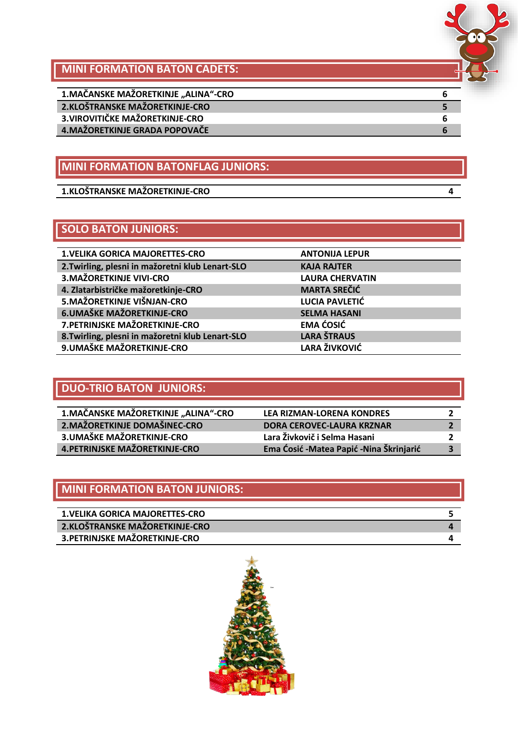## MINI FORMATION BATON CADETS:

| | |
|---|---|
| 1.MAČANSKE MAŽORETKINJE „ALINA“-CRO | 6 |
| 2.KLOŠTRANSKE MAŽORETKINJE-CRO | 5 |
| 3.VIROVITIČKE MAŽORETKINJE-CRO | 6 |
| 4.MAŽORETKINJE GRADA POPOVAČE | 6 |

## MINI FORMATION BATONFLAG JUNIORS:

| | |
|---|---|
| 1.KLOŠTRANSKE MAŽORETKINJE-CRO | 4 |

## SOLO BATON JUNIORS:

| | |
|---|---|
| 1.VELIKA GORICA MAJORETTES-CRO | ANTONIJA LEPUR |
| 2.Twirling, plesni in mažoretni klub Lenart-SLO | KAJA RAJTER |
| 3.MAŽORETKINJE VIVI-CRO | LAURA CHERVATIN |
| 4. Zlatarbistričke mažoretkinje-CRO | MARTA SREČIĆ |
| 5.MAŽORETKINJE VIŠNJAN-CRO | LUCIA PAVLETIĆ |
| 6.UMAŠKE MAŽORETKINJE-CRO | SELMA HASANI |
| 7.PETRINJSKE MAŽORETKINJE-CRO | EMA ĆOSIĆ |
| 8.Twirling, plesni in mažoretni klub Lenart-SLO | LARA ŠTRAUS |
| 9.UMAŠKE MAŽORETKINJE-CRO | LARA ŽIVKOVIĆ |

## DUO-TRIO BATON JUNIORS:

| | | |
|---|---|---|
| 1.MAČANSKE MAŽORETKINJE „ALINA“-CRO | LEA RIZMAN-LORENA KONDRES | 2 |
| 2.MAŽORETKINJE DOMAŠINEC-CRO | DORA CEROVEC-LAURA KRZNAR | 2 |
| 3.UMAŠKE MAŽORETKINJE-CRO | Lara Živkovič i Selma Hasani | 2 |
| 4.PETRINJSKE MAŽORETKINJE-CRO | Ema Ćosić -Matea Papić -Nina Škrinjarić | 3 |

## MINI FORMATION BATON JUNIORS:

| | |
|---|---|
| 1.VELIKA GORICA MAJORETTES-CRO | 5 |
| 2.KLOŠTRANSKE MAŽORETKINJE-CRO | 4 |
| 3.PETRINJSKE MAŽORETKINJE-CRO | 4 |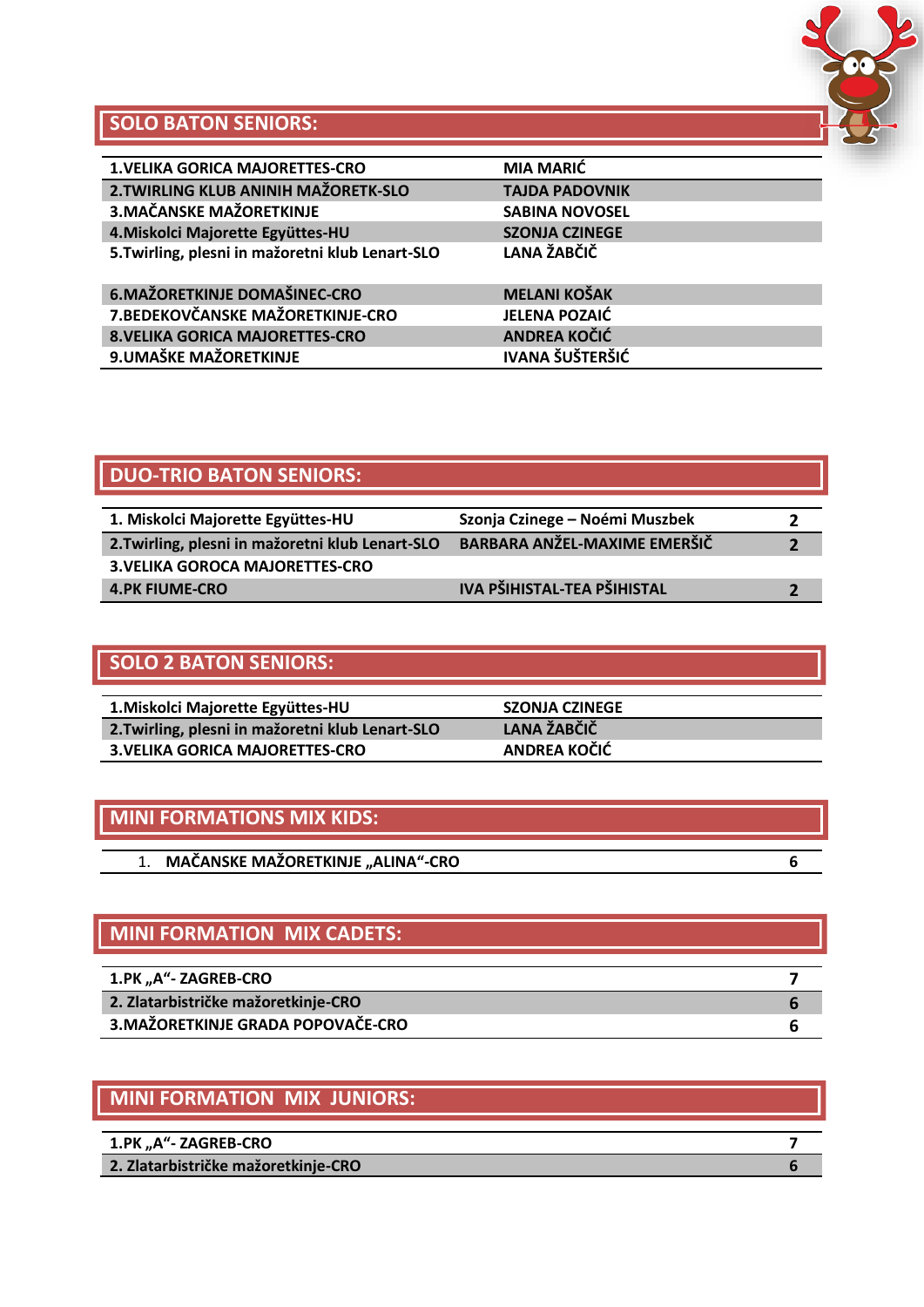## SOLO BATON SENIORS:

| | |
|---|---|
| 1.VELIKA GORICA MAJORETTES-CRO | MIA MARIĆ |
| 2.TWIRLING KLUB ANINIH MAŽORETK-SLO | TAJDA PADOVNIK |
| 3.MAČANSKE MAŽORETKINJE | SABINA NOVOSEL |
| 4.Miskolci Majorette Együttes-HU | SZONJA CZINEGE |
| 5.Twirling, plesni in mažoretni klub Lenart-SLO | LANA ŽABČIČ |
| 6.MAŽORETKINJE DOMAŠINEC-CRO | MELANI KOŠAK |
| 7.BEDEKOVČANSKE MAŽORETKINJE-CRO | JELENA POZAIĆ |
| 8.VELIKA GORICA MAJORETTES-CRO | ANDREA KOČIĆ |
| 9.UMAŠKE MAŽORETKINJE | IVANA ŠUŠTERŠIĆ |

## DUO-TRIO BATON SENIORS:

| | | |
|---|---|---|
| 1. Miskolci Majorette Együttes-HU | Szonja Czinege – Noémi Muszbek | 2 |
| 2.Twirling, plesni in mažoretni klub Lenart-SLO | BARBARA ANŽEL-MAXIME EMERŠIČ | 2 |
| 3.VELIKA GOROCA MAJORETTES-CRO | | |
| 4.PK FIUME-CRO | IVA PŠIHISTAL-TEA PŠIHISTAL | 2 |

## SOLO 2 BATON SENIORS:

| | |
|---|---|
| 1.Miskolci Majorette Együttes-HU | SZONJA CZINEGE |
| 2.Twirling, plesni in mažoretni klub Lenart-SLO | LANA ŽABČIČ |
| 3.VELIKA GORICA MAJORETTES-CRO | ANDREA KOČIĆ |

## MINI FORMATIONS MIX KIDS:

| | |
|---|---|
| 1. MAČANSKE MAŽORETKINJE „ALINA"-CRO | 6 |

## MINI FORMATION MIX CADETS:

| | |
|---|---|
| 1.PK „A"- ZAGREB-CRO | 7 |
| 2. Zlatarbistričke mažoretkinje-CRO | 6 |
| 3.MAŽORETKINJE GRADA POPOVAČE-CRO | 6 |

## MINI FORMATION MIX JUNIORS:

| | |
|---|---|
| 1.PK „A"- ZAGREB-CRO | 7 |
| 2. Zlatarbistričke mažoretkinje-CRO | 6 |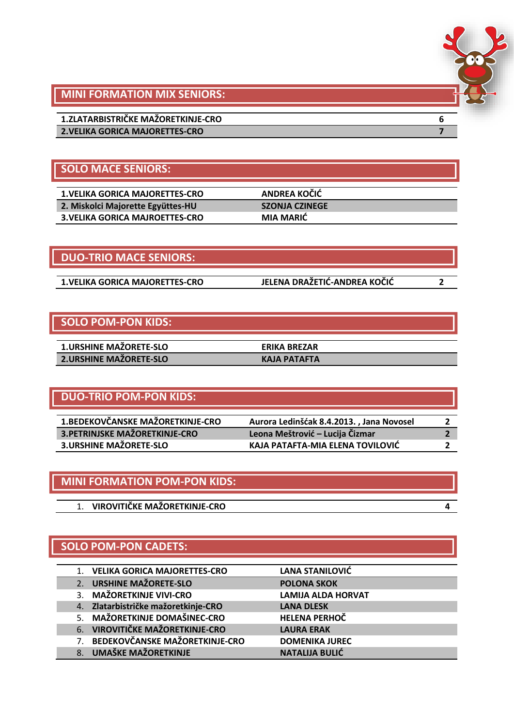## MINI FORMATION MIX SENIORS:

| | |
|---|---|
| 1.ZLATARBISTRIČKE MAŽORETKINJE-CRO | 6 |
| 2.VELIKA GORICA MAJORETTES-CRO | 7 |

## SOLO MACE SENIORS:

| | |
|---|---|
| 1.VELIKA GORICA MAJORETTES-CRO | ANDREA KOČIĆ |
| 2. Miskolci Majorette Együttes-HU | SZONJA CZINEGE |
| 3.VELIKA GORICA MAJROETTES-CRO | MIA MARIĆ |

## DUO-TRIO MACE SENIORS:

| | | |
|---|---|---|
| 1.VELIKA GORICA MAJORETTES-CRO | JELENA DRAŽETIĆ-ANDREA KOČIĆ | 2 |

## SOLO POM-PON KIDS:

| | |
|---|---|
| 1.URSHINE MAŽORETE-SLO | ERIKA BREZAR |
| 2.URSHINE MAŽORETE-SLO | KAJA PATAFTA |

## DUO-TRIO POM-PON KIDS:

| | | |
|---|---|---|
| 1.BEDEKOVČANSKE MAŽORETKINJE-CRO | Aurora Ledinšćak 8.4.2013. , Jana Novosel | 2 |
| 3.PETRINJSKE MAŽORETKINJE-CRO | Leona Meštrović – Lucija Čizmar | 2 |
| 3.URSHINE MAŽORETE-SLO | KAJA PATAFTA-MIA ELENA TOVILOVIĆ | 2 |

## MINI FORMATION POM-PON KIDS:

| | |
|---|---|
| 1. VIROVITIČKE MAŽORETKINJE-CRO | 4 |

## SOLO POM-PON CADETS:

| | |
|---|---|
| 1. VELIKA GORICA MAJORETTES-CRO | LANA STANILOVIĆ |
| 2. URSHINE MAŽORETE-SLO | POLONA SKOK |
| 3. MAŽORETKINJE VIVI-CRO | LAMIJA ALDA HORVAT |
| 4. Zlatarbistričke mažoretkinje-CRO | LANA DLESK |
| 5. MAŽORETKINJE DOMAŠINEC-CRO | HELENA PERHOČ |
| 6. VIROVITIČKE MAŽORETKINJE-CRO | LAURA ERAK |
| 7. BEDEKOVČANSKE MAŽORETKINJE-CRO | DOMENIKA JUREC |
| 8. UMAŠKE MAŽORETKINJE | NATALIJA BULIĆ |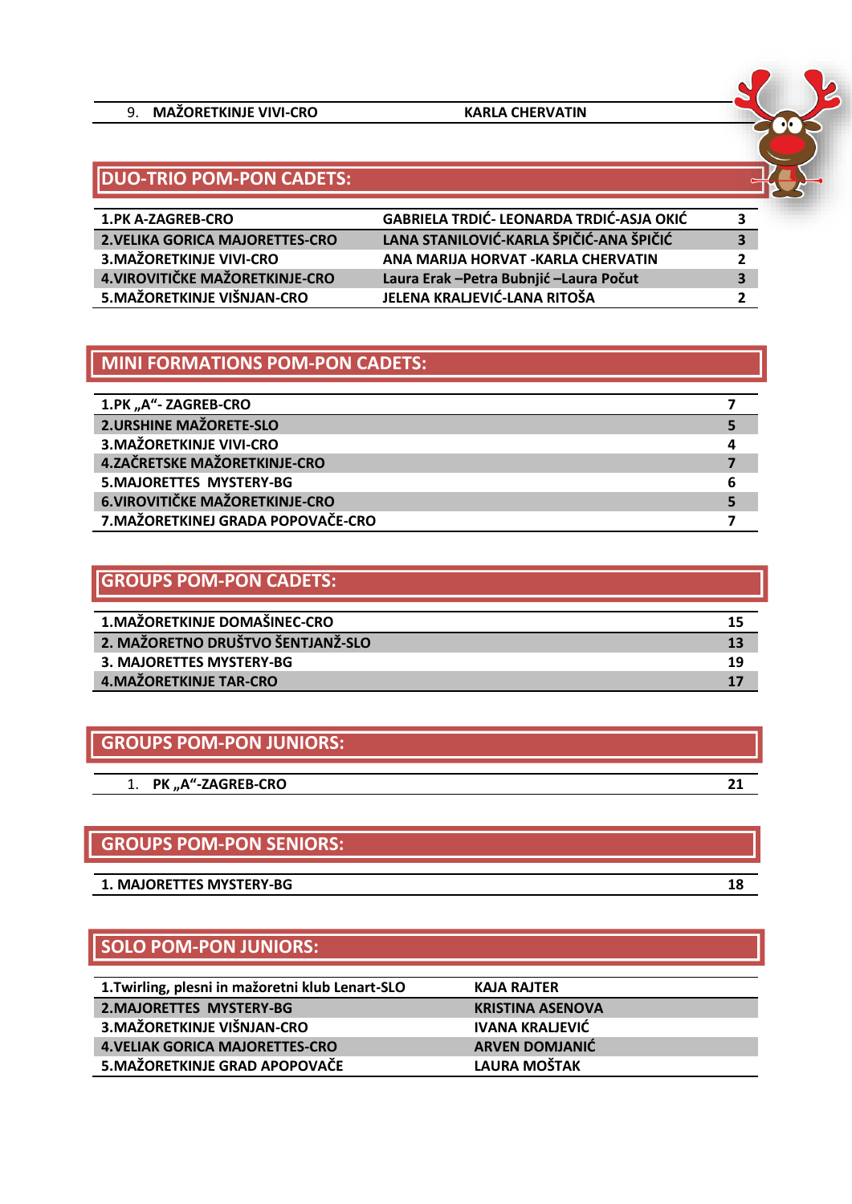| 9. MAŽORETKINJE VIVI-CRO | KARLA CHERVATIN |
|---|---|

## DUO-TRIO POM-PON CADETS:

| | | |
|---|---|---|
| 1.PK A-ZAGREB-CRO | GABRIELA TRDIĆ- LEONARDA TRDIĆ-ASJA OKIĆ | 3 |
| 2.VELIKA GORICA MAJORETTES-CRO | LANA STANILOVIĆ-KARLA ŠPIČIĆ-ANA ŠPIČIĆ | 3 |
| 3.MAŽORETKINJE VIVI-CRO | ANA MARIJA HORVAT -KARLA CHERVATIN | 2 |
| 4.VIROVITIČKE MAŽORETKINJE-CRO | Laura Erak –Petra Bubnjić –Laura Počut | 3 |
| 5.MAŽORETKINJE VIŠNJAN-CRO | JELENA KRALJEVIĆ-LANA RITOŠA | 2 |

## MINI FORMATIONS POM-PON CADETS:

| | |
|---|---|
| 1.PK „A"- ZAGREB-CRO | 7 |
| 2.URSHINE MAŽORETE-SLO | 5 |
| 3.MAŽORETKINJE VIVI-CRO | 4 |
| 4.ZAČRETSKE MAŽORETKINJE-CRO | 7 |
| 5.MAJORETTES MYSTERY-BG | 6 |
| 6.VIROVITIČKE MAŽORETKINJE-CRO | 5 |
| 7.MAŽORETKINEJ GRADA POPOVAČE-CRO | 7 |

## GROUPS POM-PON CADETS:

| | |
|---|---|
| 1.MAŽORETKINJE DOMAŠINEC-CRO | 15 |
| 2. MAŽORETNO DRUŠTVO ŠENTJANŽ-SLO | 13 |
| 3. MAJORETTES MYSTERY-BG | 19 |
| 4.MAŽORETKINJE TAR-CRO | 17 |

## GROUPS POM-PON JUNIORS:

| | |
|---|---|
| 1. PK „A"-ZAGREB-CRO | 21 |

## GROUPS POM-PON SENIORS:

| | |
|---|---|
| 1. MAJORETTES MYSTERY-BG | 18 |

## SOLO POM-PON JUNIORS:

| | |
|---|---|
| 1.Twirling, plesni in mažoretni klub Lenart-SLO | KAJA RAJTER |
| 2.MAJORETTES MYSTERY-BG | KRISTINA ASENOVA |
| 3.MAŽORETKINJE VIŠNJAN-CRO | IVANA KRALJEVIĆ |
| 4.VELIAK GORICA MAJORETTES-CRO | ARVEN DOMJANIĆ |
| 5.MAŽORETKINJE GRAD APOPOVAČE | LAURA MOŠTAK |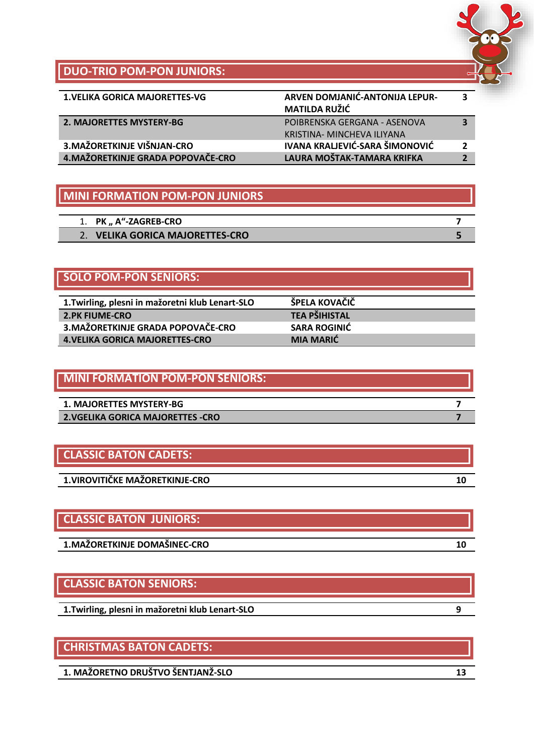## DUO-TRIO POM-PON JUNIORS:

| | | |
|---|---|---|
| 1.VELIKA GORICA MAJORETTES-VG | ARVEN DOMJANIĆ-ANTONIJA LEPUR-MATILDA RUŽIĆ | 3 |
| 2. MAJORETTES MYSTERY-BG | POIBRENSKA GERGANA - ASENOVA KRISTINA- MINCHEVA ILIYANA | 3 |
| 3.MAŽORETKINJE VIŠNJAN-CRO | IVANA KRALJEVIĆ-SARA ŠIMONOVIĆ | 2 |
| 4.MAŽORETKINJE GRADA POPOVAČE-CRO | LAURA MOŠTAK-TAMARA KRIFKA | 2 |

## MINI FORMATION POM-PON JUNIORS

| | |
|---|---|
| 1. PK „ A“-ZAGREB-CRO | 7 |
| 2. VELIKA GORICA MAJORETTES-CRO | 5 |

## SOLO POM-PON SENIORS:

| | |
|---|---|
| 1.Twirling, plesni in mažoretni klub Lenart-SLO | ŠPELA KOVAČIČ |
| 2.PK FIUME-CRO | TEA PŠIHISTAL |
| 3.MAŽORETKINJE GRADA POPOVAČE-CRO | SARA ROGINIĆ |
| 4.VELIKA GORICA MAJORETTES-CRO | MIA MARIĆ |

## MINI FORMATION POM-PON SENIORS:

| | |
|---|---|
| 1. MAJORETTES MYSTERY-BG | 7 |
| 2.VGELIKA GORICA MAJORETTES -CRO | 7 |

## CLASSIC BATON CADETS:

| | |
|---|---|
| 1.VIROVITIČKE MAŽORETKINJE-CRO | 10 |

## CLASSIC BATON JUNIORS:

| | |
|---|---|
| 1.MAŽORETKINJE DOMAŠINEC-CRO | 10 |

## CLASSIC BATON SENIORS:

| | |
|---|---|
| 1.Twirling, plesni in mažoretni klub Lenart-SLO | 9 |

## CHRISTMAS BATON CADETS:

| | |
|---|---|
| 1. MAŽORETNO DRUŠTVO ŠENTJANŽ-SLO | 13 |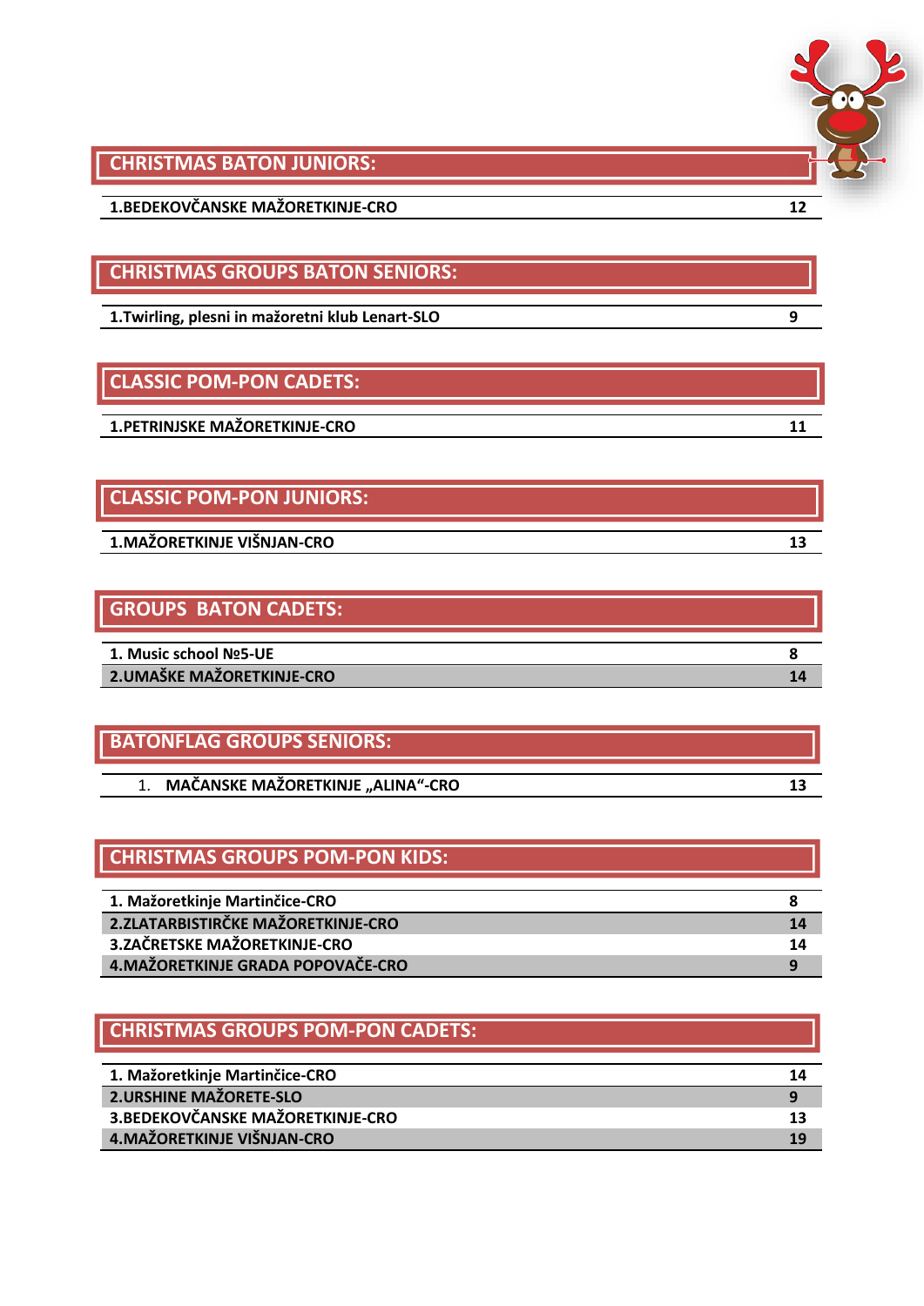## CHRISTMAS BATON JUNIORS:

| | |
|---|---|
| 1.BEDEKOVČANSKE MAŽORETKINJE-CRO | 12 |

## CHRISTMAS GROUPS BATON SENIORS:

| | |
|---|---|
| 1.Twirling, plesni in mažoretni klub Lenart-SLO | 9 |

## CLASSIC POM-PON CADETS:

| | |
|---|---|
| 1.PETRINJSKE MAŽORETKINJE-CRO | 11 |

## CLASSIC POM-PON JUNIORS:

| | |
|---|---|
| 1.MAŽORETKINJE VIŠNJAN-CRO | 13 |

## GROUPS BATON CADETS:

| | |
|---|---|
| 1. Music school №5-UE | 8 |
| 2.UMAŠKE MAŽORETKINJE-CRO | 14 |

## BATONFLAG GROUPS SENIORS:

| | |
|---|---|
| 1. MAČANSKE MAŽORETKINJE „ALINA“-CRO | 13 |

## CHRISTMAS GROUPS POM-PON KIDS:

| | |
|---|---|
| 1. Mažoretkinje Martinčice-CRO | 8 |
| 2.ZLATARBISTIRČKE MAŽORETKINJE-CRO | 14 |
| 3.ZAČRETSKE MAŽORETKINJE-CRO | 14 |
| 4.MAŽORETKINJE GRADA POPOVAČE-CRO | 9 |

## CHRISTMAS GROUPS POM-PON CADETS:

| | |
|---|---|
| 1. Mažoretkinje Martinčice-CRO | 14 |
| 2.URSHINE MAŽORETE-SLO | 9 |
| 3.BEDEKOVČANSKE MAŽORETKINJE-CRO | 13 |
| 4.MAŽORETKINJE VIŠNJAN-CRO | 19 |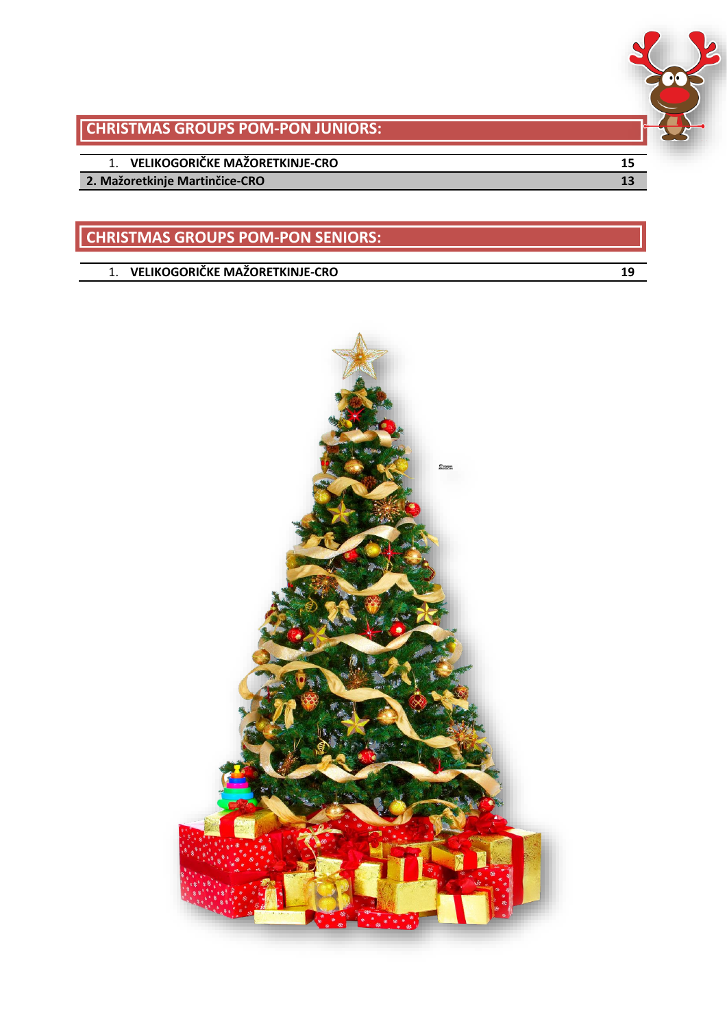## CHRISTMAS GROUPS POM-PON JUNIORS:

| | | |
|---|---|---|
| 1. | **VELIKOGORIČKE MAŽORETKINJE-CRO** | **15** |
| 2. | **Mažoretkinje Martinčice-CRO** | **13** |

## CHRISTMAS GROUPS POM-PON SENIORS:

| | | |
|---|---|---|
| 1. | **VELIKOGORIČKE MAŽORETKINJE-CRO** | **19** |